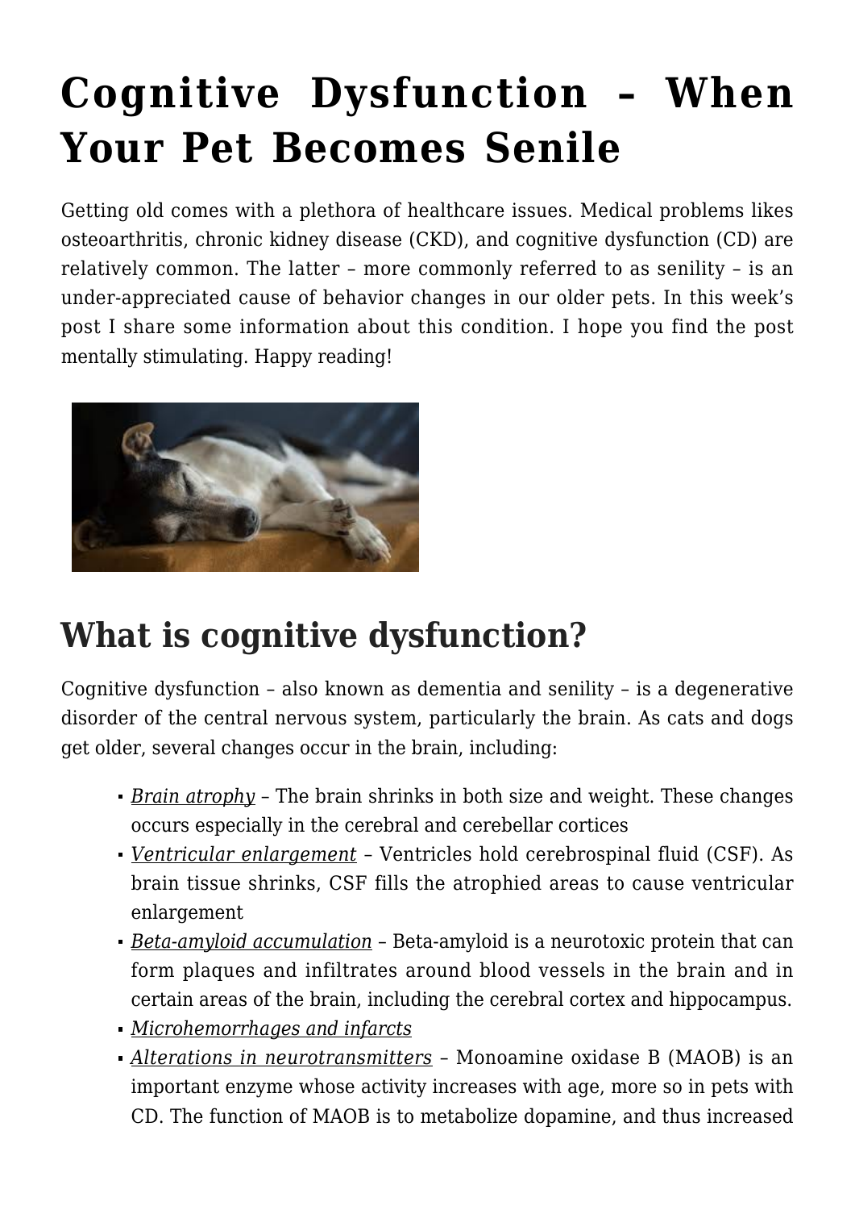# Cognitive Dysfunction – When Your Pet Becomes Senile

Getting old comes with a plethora of healthcare issues. Medical problems likes osteoarthritis, chronic kidney disease (CKD), and cognitive dysfunction (CD) are relatively common. The latter – more commonly referred to as senility – is an under-appreciated cause of behavior changes in our older pets. In this week's post I share some information about this condition. I hope you find the post mentally stimulating. Happy reading!

## What is cognitive dysfunction?

Cognitive dysfunction – also known as dementia and senility – is a degenerative disorder of the central nervous system, particularly the brain. As cats and dogs get older, several changes occur in the brain, including:

- *Brain atrophy* – The brain shrinks in both size and weight. These changes occurs especially in the cerebral and cerebellar cortices
- *Ventricular enlargement* – Ventricles hold cerebrospinal fluid (CSF). As brain tissue shrinks, CSF fills the atrophied areas to cause ventricular enlargement
- *Beta-amyloid accumulation* – Beta-amyloid is a neurotoxic protein that can form plaques and infiltrates around blood vessels in the brain and in certain areas of the brain, including the cerebral cortex and hippocampus.
- *Microhemorrhages and infarcts*
- *Alterations in neurotransmitters* – Monoamine oxidase B (MAOB) is an important enzyme whose activity increases with age, more so in pets with CD. The function of MAOB is to metabolize dopamine, and thus increased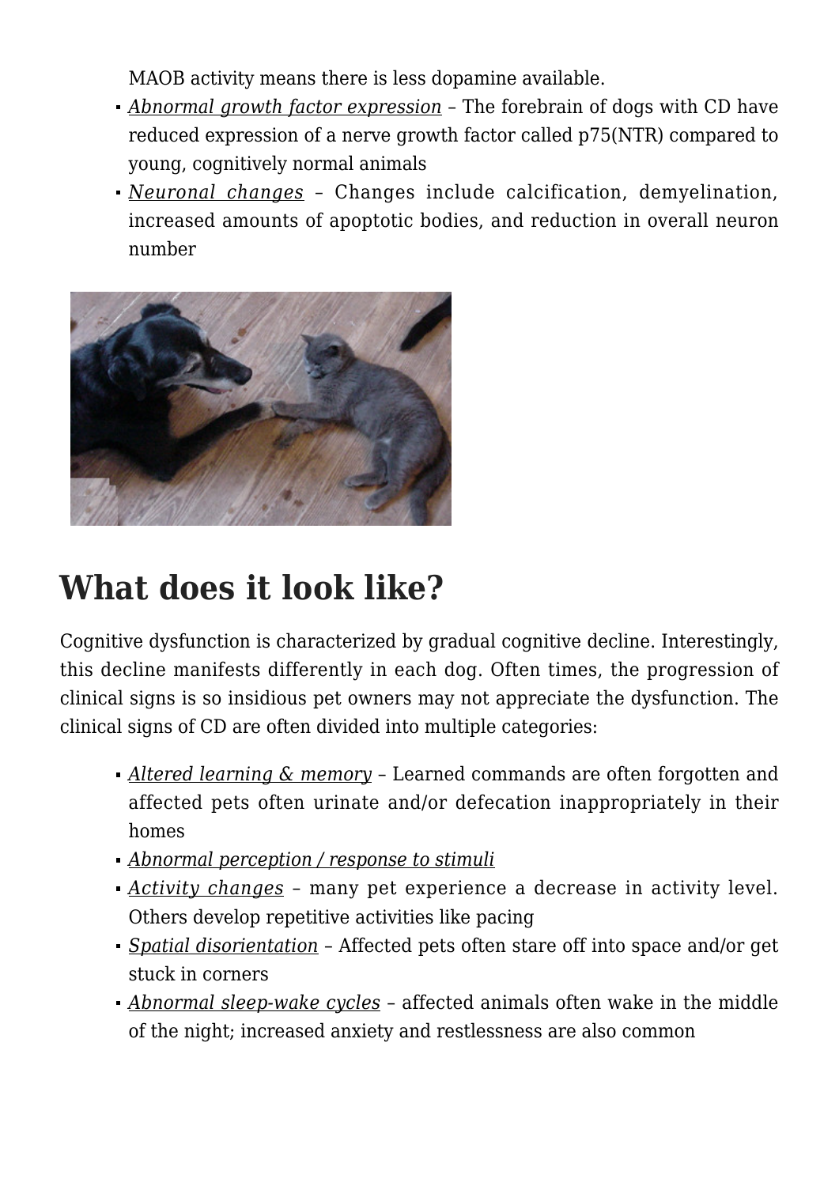MAOB activity means there is less dopamine available.

- *Abnormal growth factor expression* – The forebrain of dogs with CD have reduced expression of a nerve growth factor called p75(NTR) compared to young, cognitively normal animals
- *Neuronal changes* – Changes include calcification, demyelination, increased amounts of apoptotic bodies, and reduction in overall neuron number

## What does it look like?

Cognitive dysfunction is characterized by gradual cognitive decline. Interestingly, this decline manifests differently in each dog. Often times, the progression of clinical signs is so insidious pet owners may not appreciate the dysfunction. The clinical signs of CD are often divided into multiple categories:

- *Altered learning & memory* – Learned commands are often forgotten and affected pets often urinate and/or defecation inappropriately in their homes
- *Abnormal perception / response to stimuli*
- *Activity changes* – many pet experience a decrease in activity level. Others develop repetitive activities like pacing
- *Spatial disorientation* – Affected pets often stare off into space and/or get stuck in corners
- *Abnormal sleep-wake cycles* – affected animals often wake in the middle of the night; increased anxiety and restlessness are also common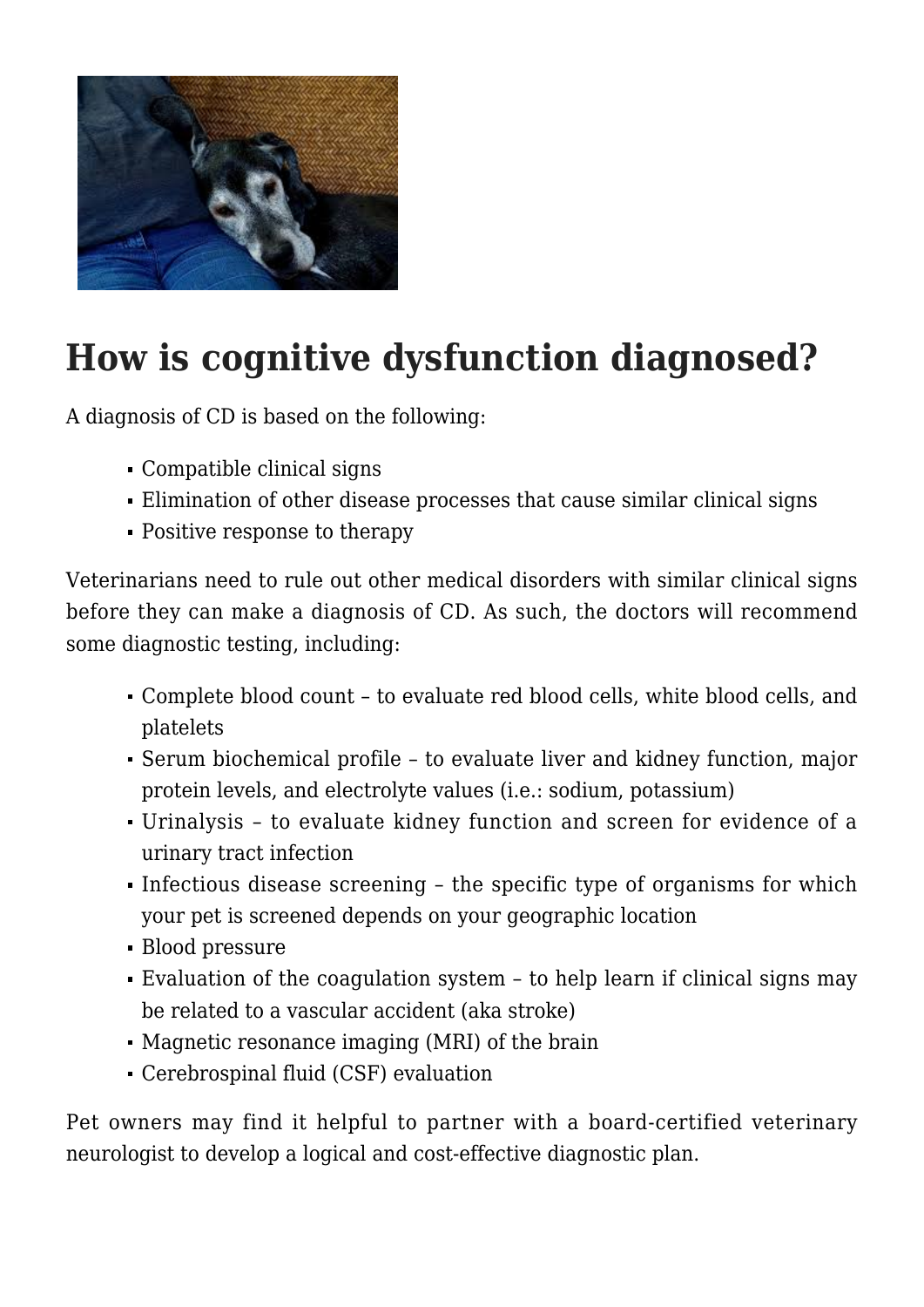## How is cognitive dysfunction diagnosed?

A diagnosis of CD is based on the following:

- Compatible clinical signs
- Elimination of other disease processes that cause similar clinical signs
- Positive response to therapy

Veterinarians need to rule out other medical disorders with similar clinical signs before they can make a diagnosis of CD. As such, the doctors will recommend some diagnostic testing, including:

- Complete blood count – to evaluate red blood cells, white blood cells, and platelets
- Serum biochemical profile – to evaluate liver and kidney function, major protein levels, and electrolyte values (i.e.: sodium, potassium)
- Urinalysis – to evaluate kidney function and screen for evidence of a urinary tract infection
- Infectious disease screening – the specific type of organisms for which your pet is screened depends on your geographic location
- Blood pressure
- Evaluation of the coagulation system – to help learn if clinical signs may be related to a vascular accident (aka stroke)
- Magnetic resonance imaging (MRI) of the brain
- Cerebrospinal fluid (CSF) evaluation

Pet owners may find it helpful to partner with a board-certified veterinary neurologist to develop a logical and cost-effective diagnostic plan.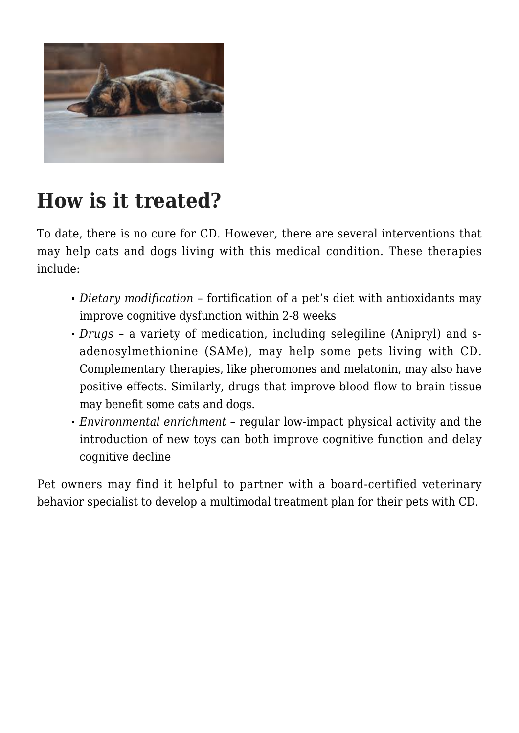## How is it treated?

To date, there is no cure for CD. However, there are several interventions that may help cats and dogs living with this medical condition. These therapies include:

- *Dietary modification* – fortification of a pet's diet with antioxidants may improve cognitive dysfunction within 2-8 weeks
- *Drugs* – a variety of medication, including selegiline (Anipryl) and s-adenosylmethionine (SAMe), may help some pets living with CD. Complementary therapies, like pheromones and melatonin, may also have positive effects. Similarly, drugs that improve blood flow to brain tissue may benefit some cats and dogs.
- *Environmental enrichment* – regular low-impact physical activity and the introduction of new toys can both improve cognitive function and delay cognitive decline

Pet owners may find it helpful to partner with a board-certified veterinary behavior specialist to develop a multimodal treatment plan for their pets with CD.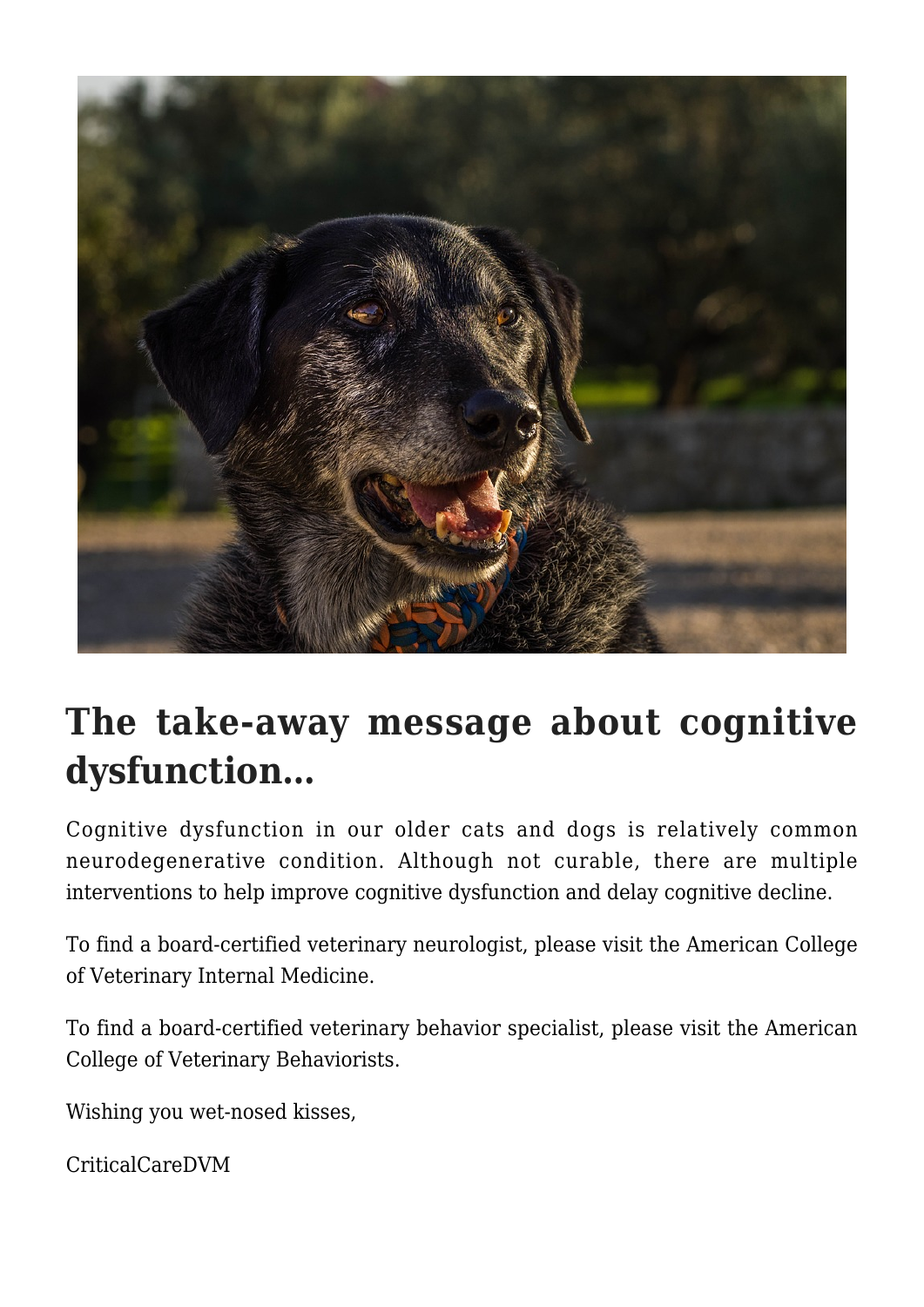## The take-away message about cognitive dysfunction…

Cognitive dysfunction in our older cats and dogs is relatively common neurodegenerative condition. Although not curable, there are multiple interventions to help improve cognitive dysfunction and delay cognitive decline.

To find a board-certified veterinary neurologist, please visit the American College of Veterinary Internal Medicine.

To find a board-certified veterinary behavior specialist, please visit the American College of Veterinary Behaviorists.

Wishing you wet-nosed kisses,

CriticalCareDVM